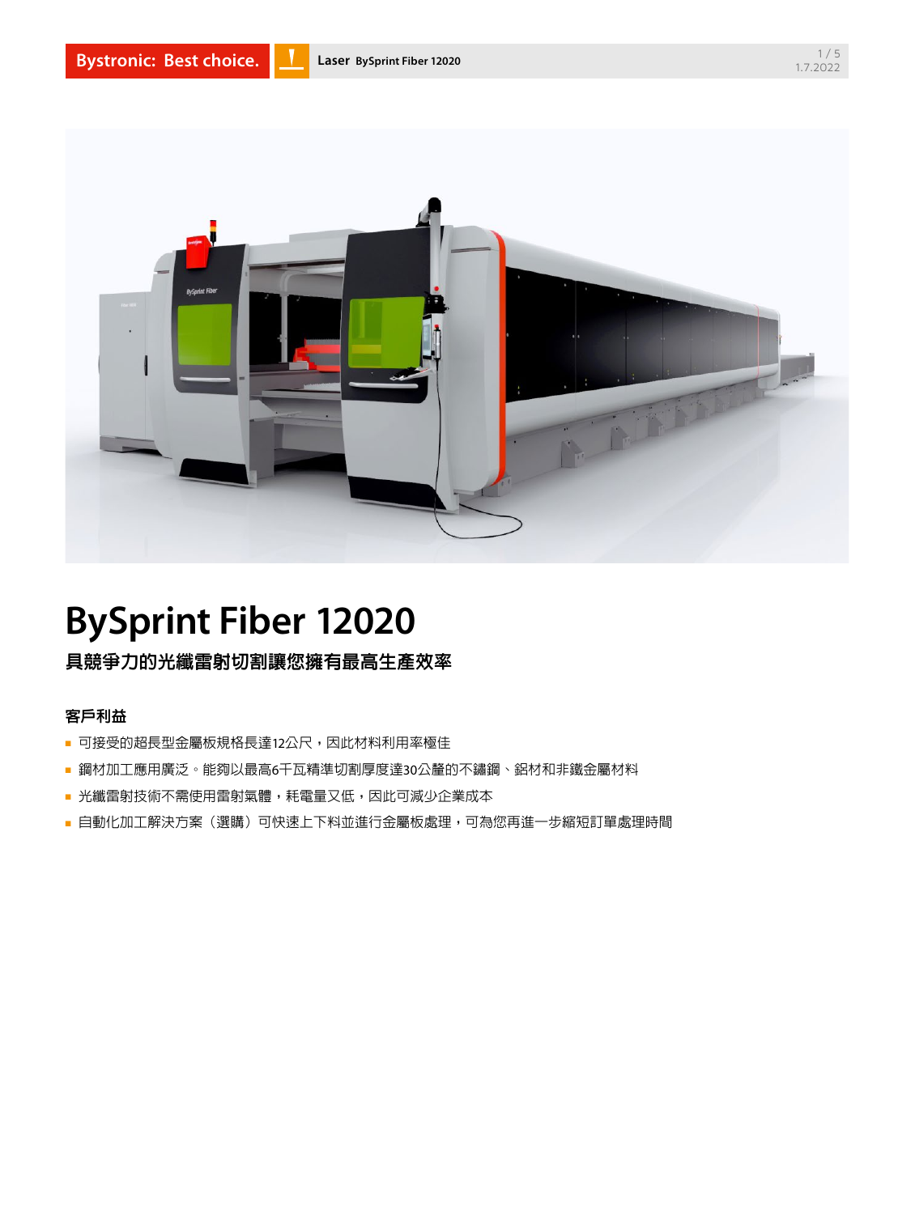# BySprint Fiber 12020

## 具競爭力的光纖雷射切割讓您擁有最高生產效率

### 客戶利益

- 可接受的超長型金屬板規格長達12公尺，因此材料利用率極佳
- 鋼材加工應用廣泛。能夠以最高6千瓦精準切割厚度達30公釐的不鏽鋼、鋁材和非鐵金屬材料
- 光纖雷射技術不需使用雷射氣體，耗電量又低，因此可減少企業成本
- 自動化加工解決方案（選購）可快速上下料並進行金屬板處理，可為您再進一步縮短訂單處理時間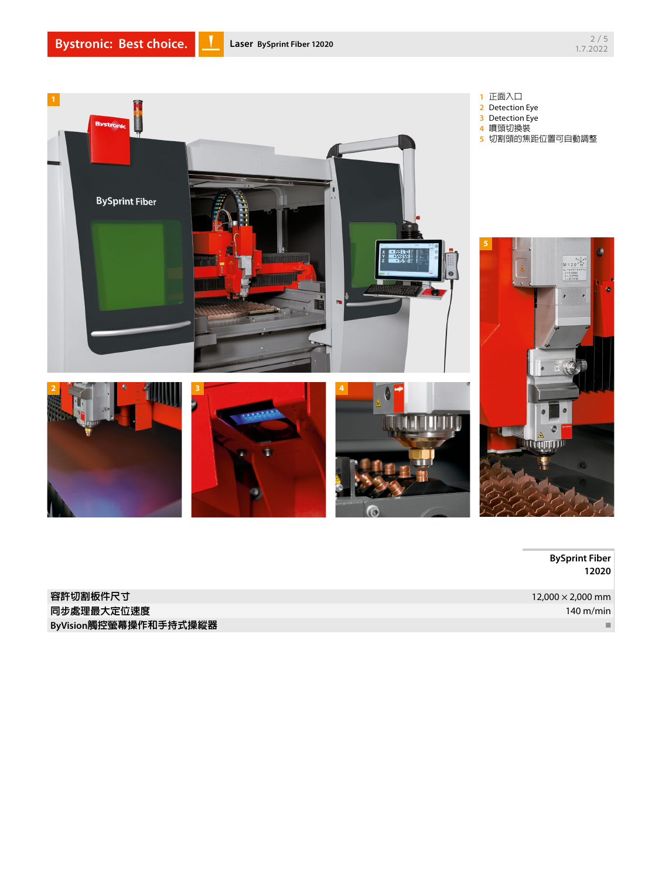1 正面入口
2 Detection Eye
3 Detection Eye
4 噴頭切換裝
5 切割頭的焦距位置可自動調整

| | BySprint Fiber 12020 |
|---|---|
| 容許切割板件尺寸 | 12,000 × 2,000 mm |
| 同步處理最大定位速度 | 140 m/min |
| ByVision觸控螢幕操作和手持式操縱器 | ■ |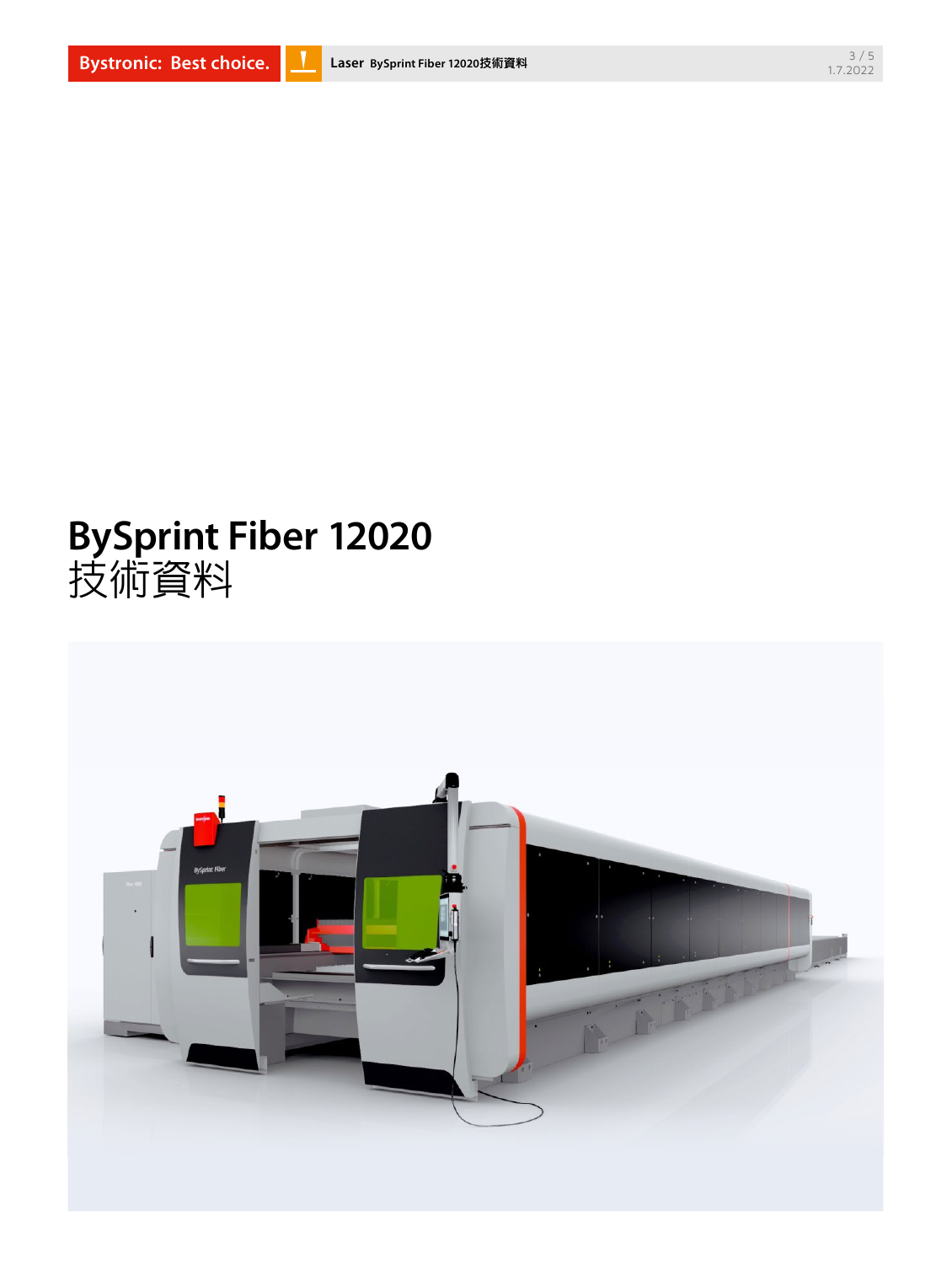# BySprint Fiber 12020
技術資料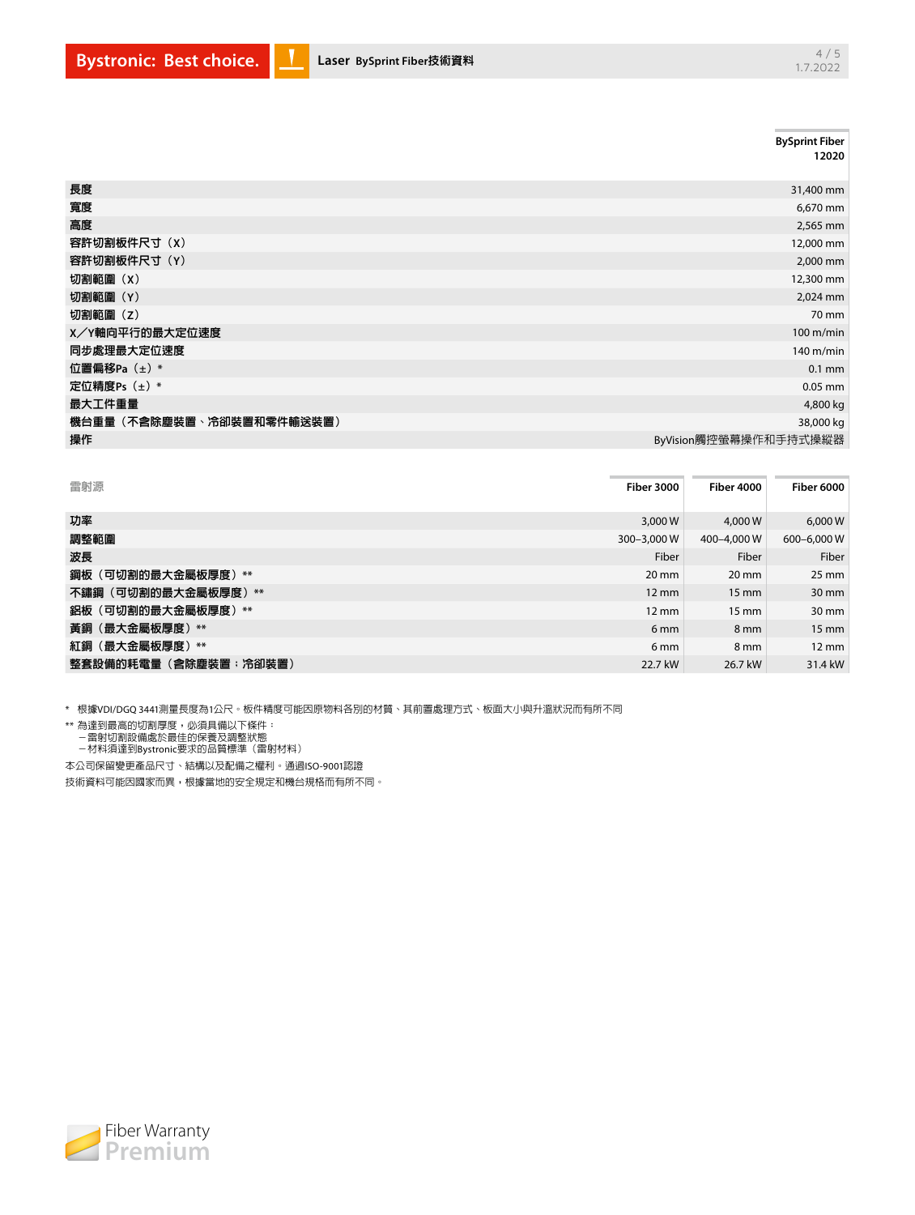| | BySprint Fiber 12020 |
|---|---|
| 長度 | 31,400 mm |
| 寬度 | 6,670 mm |
| 高度 | 2,565 mm |
| 容許切割板件尺寸（X） | 12,000 mm |
| 容許切割板件尺寸（Y） | 2,000 mm |
| 切割範圍（X） | 12,300 mm |
| 切割範圍（Y） | 2,024 mm |
| 切割範圍（Z） | 70 mm |
| X／Y軸向平行的最大定位速度 | 100 m/min |
| 同步處理最大定位速度 | 140 m/min |
| 位置偏移Pa（±）* | 0.1 mm |
| 定位精度Ps（±）* | 0.05 mm |
| 最大工件重量 | 4,800 kg |
| 機台重量（不含除塵裝置、冷卻裝置和零件輸送裝置） | 38,000 kg |
| 操作 | ByVision觸控螢幕操作和手持式操縱器 |

| 雷射源 | Fiber 3000 | Fiber 4000 | Fiber 6000 |
|---|---|---|---|
| 功率 | 3,000 W | 4,000 W | 6,000 W |
| 調整範圍 | 300–3,000 W | 400–4,000 W | 600–6,000 W |
| 波長 | Fiber | Fiber | Fiber |
| 鋼板（可切割的最大金屬板厚度）** | 20 mm | 20 mm | 25 mm |
| 不鏽鋼（可切割的最大金屬板厚度）** | 12 mm | 15 mm | 30 mm |
| 鋁板（可切割的最大金屬板厚度）** | 12 mm | 15 mm | 30 mm |
| 黃銅（最大金屬板厚度）** | 6 mm | 8 mm | 15 mm |
| 紅銅（最大金屬板厚度）** | 6 mm | 8 mm | 12 mm |
| 整套設備的耗電量（含除塵裝置；冷卻裝置） | 22.7 kW | 26.7 kW | 31.4 kW |

* 根據VDI/DGQ 3441測量長度為1公尺。板件精度可能因原物料各別的材質、其前置處理方式、板面大小與升溫狀況而有所不同

** 為達到最高的切割厚度，必須具備以下條件：
– 雷射切割設備處於最佳的保養及調整狀態
– 材料須達到Bystronic要求的品質標準（雷射材料）

本公司保留變更產品尺寸、結構以及配備之權利。通過ISO-9001認證

技術資料可能因國家而異，根據當地的安全規定和機台規格而有所不同。

Fiber Warranty Premium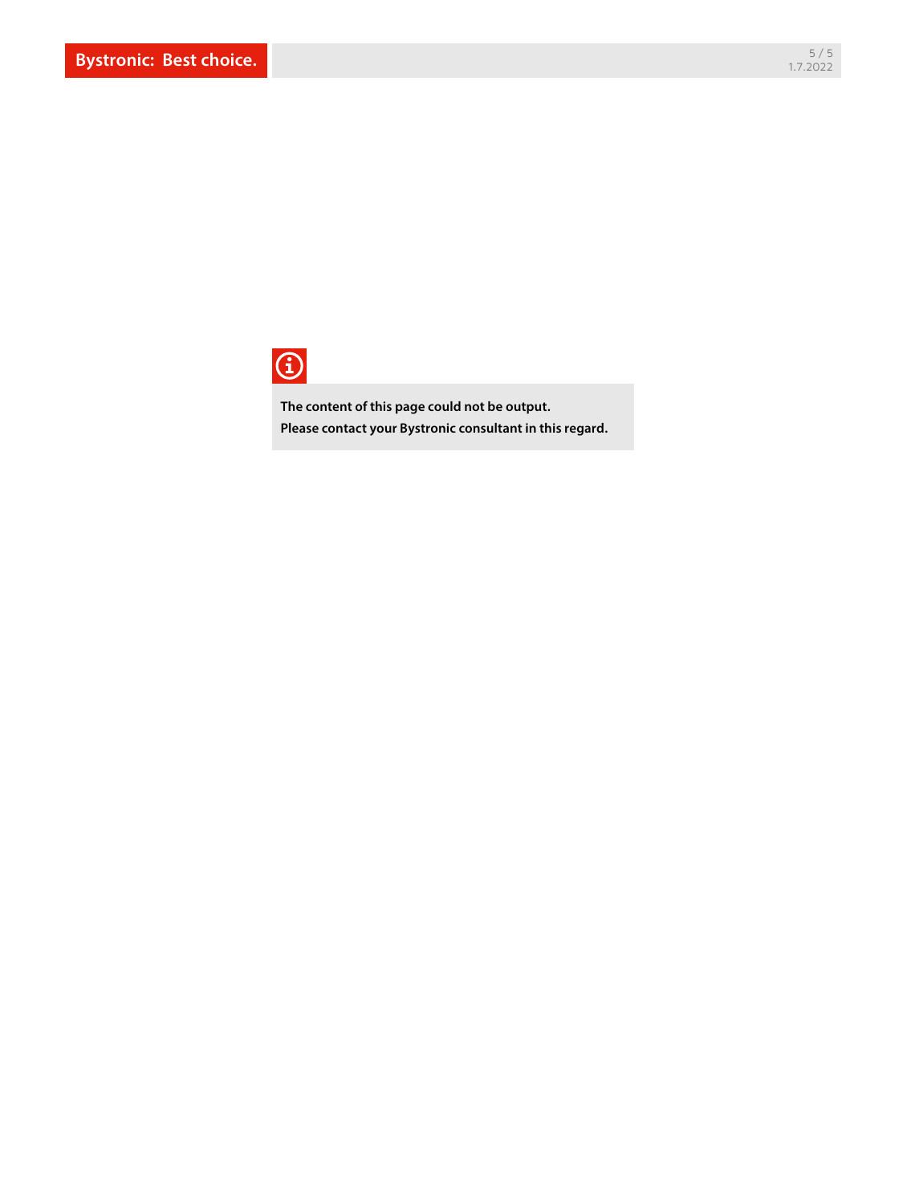**The content of this page could not be output.**
**Please contact your Bystronic consultant in this regard.**